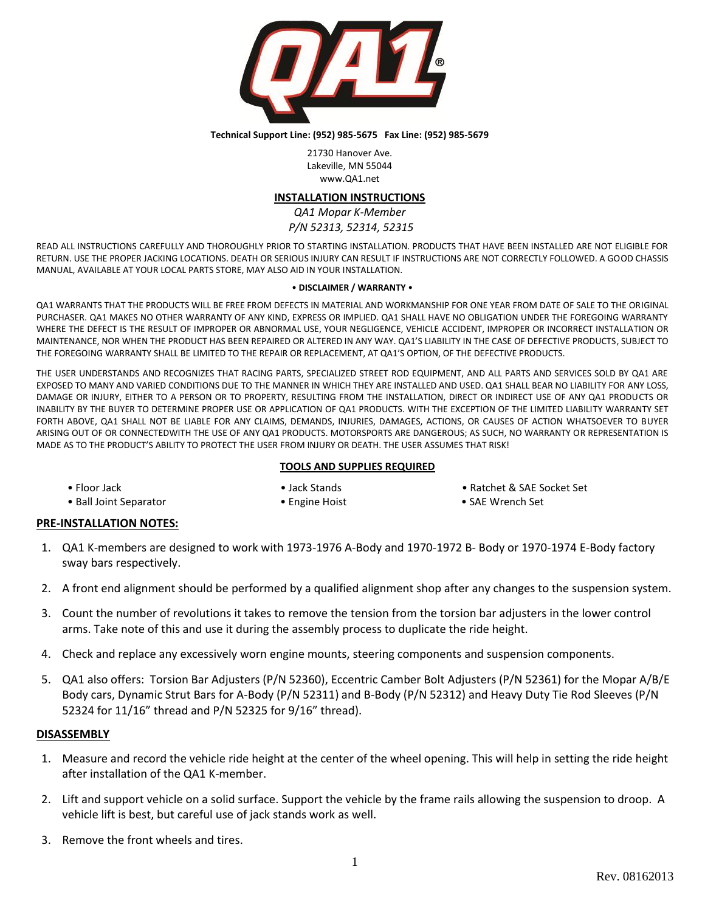**Technical Support Line: (952) 985-5675 Fax Line: (952) 985-5679**

21730 Hanover Ave.
Lakeville, MN 55044
www.QA1.net

# INSTALLATION INSTRUCTIONS

*QA1 Mopar K-Member*
*P/N 52313, 52314, 52315*

READ ALL INSTRUCTIONS CAREFULLY AND THOROUGHLY PRIOR TO STARTING INSTALLATION. PRODUCTS THAT HAVE BEEN INSTALLED ARE NOT ELIGIBLE FOR RETURN. USE THE PROPER JACKING LOCATIONS. DEATH OR SERIOUS INJURY CAN RESULT IF INSTRUCTIONS ARE NOT CORRECTLY FOLLOWED. A GOOD CHASSIS MANUAL, AVAILABLE AT YOUR LOCAL PARTS STORE, MAY ALSO AID IN YOUR INSTALLATION.

**• DISCLAIMER / WARRANTY •**

QA1 WARRANTS THAT THE PRODUCTS WILL BE FREE FROM DEFECTS IN MATERIAL AND WORKMANSHIP FOR ONE YEAR FROM DATE OF SALE TO THE ORIGINAL PURCHASER. QA1 MAKES NO OTHER WARRANTY OF ANY KIND, EXPRESS OR IMPLIED. QA1 SHALL HAVE NO OBLIGATION UNDER THE FOREGOING WARRANTY WHERE THE DEFECT IS THE RESULT OF IMPROPER OR ABNORMAL USE, YOUR NEGLIGENCE, VEHICLE ACCIDENT, IMPROPER OR INCORRECT INSTALLATION OR MAINTENANCE, NOR WHEN THE PRODUCT HAS BEEN REPAIRED OR ALTERED IN ANY WAY. QA1'S LIABILITY IN THE CASE OF DEFECTIVE PRODUCTS, SUBJECT TO THE FOREGOING WARRANTY SHALL BE LIMITED TO THE REPAIR OR REPLACEMENT, AT QA1'S OPTION, OF THE DEFECTIVE PRODUCTS.

THE USER UNDERSTANDS AND RECOGNIZES THAT RACING PARTS, SPECIALIZED STREET ROD EQUIPMENT, AND ALL PARTS AND SERVICES SOLD BY QA1 ARE EXPOSED TO MANY AND VARIED CONDITIONS DUE TO THE MANNER IN WHICH THEY ARE INSTALLED AND USED. QA1 SHALL BEAR NO LIABILITY FOR ANY LOSS, DAMAGE OR INJURY, EITHER TO A PERSON OR TO PROPERTY, RESULTING FROM THE INSTALLATION, DIRECT OR INDIRECT USE OF ANY QA1 PRODUCTS OR INABILITY BY THE BUYER TO DETERMINE PROPER USE OR APPLICATION OF QA1 PRODUCTS. WITH THE EXCEPTION OF THE LIMITED LIABILITY WARRANTY SET FORTH ABOVE, QA1 SHALL NOT BE LIABLE FOR ANY CLAIMS, DEMANDS, INJURIES, DAMAGES, ACTIONS, OR CAUSES OF ACTION WHATSOEVER TO BUYER ARISING OUT OF OR CONNECTEDWITH THE USE OF ANY QA1 PRODUCTS. MOTORSPORTS ARE DANGEROUS; AS SUCH, NO WARRANTY OR REPRESENTATION IS MADE AS TO THE PRODUCT'S ABILITY TO PROTECT THE USER FROM INJURY OR DEATH. THE USER ASSUMES THAT RISK!

## TOOLS AND SUPPLIES REQUIRED

- Floor Jack
- Jack Stands
- Ratchet & SAE Socket Set
- Ball Joint Separator
- Engine Hoist
- SAE Wrench Set

## PRE-INSTALLATION NOTES:

1. QA1 K-members are designed to work with 1973-1976 A-Body and 1970-1972 B- Body or 1970-1974 E-Body factory sway bars respectively.
2. A front end alignment should be performed by a qualified alignment shop after any changes to the suspension system.
3. Count the number of revolutions it takes to remove the tension from the torsion bar adjusters in the lower control arms. Take note of this and use it during the assembly process to duplicate the ride height.
4. Check and replace any excessively worn engine mounts, steering components and suspension components.
5. QA1 also offers: Torsion Bar Adjusters (P/N 52360), Eccentric Camber Bolt Adjusters (P/N 52361) for the Mopar A/B/E Body cars, Dynamic Strut Bars for A-Body (P/N 52311) and B-Body (P/N 52312) and Heavy Duty Tie Rod Sleeves (P/N 52324 for 11/16" thread and P/N 52325 for 9/16" thread).

## DISASSEMBLY

1. Measure and record the vehicle ride height at the center of the wheel opening. This will help in setting the ride height after installation of the QA1 K-member.
2. Lift and support vehicle on a solid surface. Support the vehicle by the frame rails allowing the suspension to droop. A vehicle lift is best, but careful use of jack stands work as well.
3. Remove the front wheels and tires.

Rev. 08162013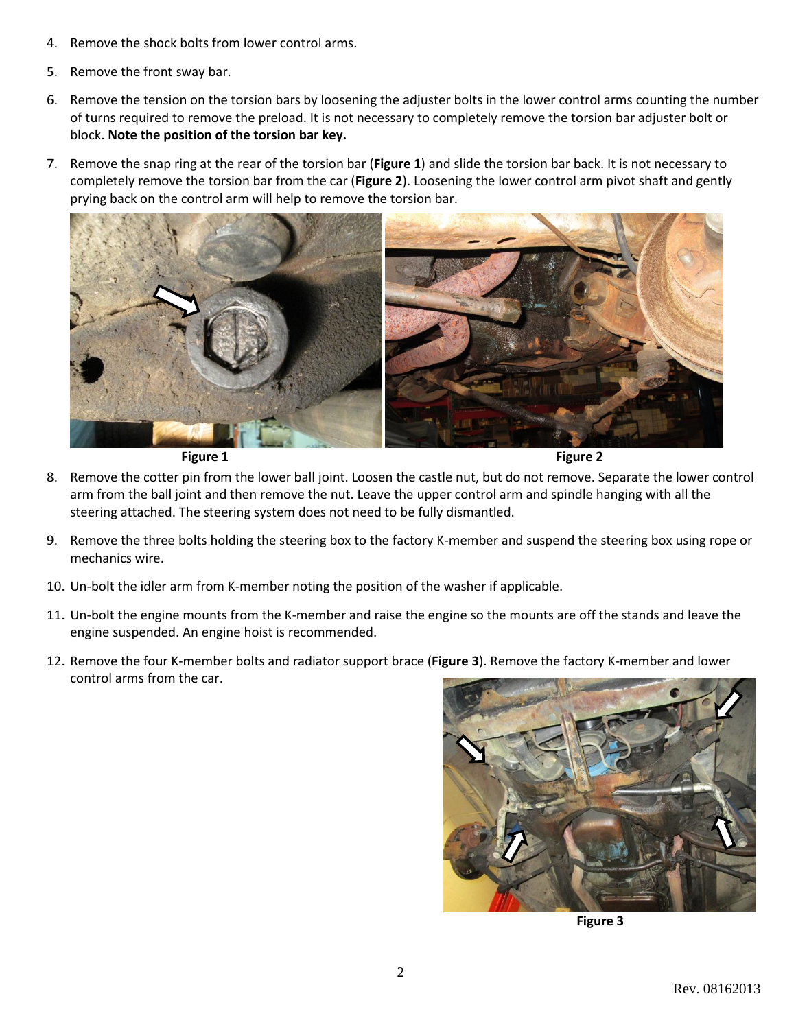4. Remove the shock bolts from lower control arms.
5. Remove the front sway bar.
6. Remove the tension on the torsion bars by loosening the adjuster bolts in the lower control arms counting the number of turns required to remove the preload. It is not necessary to completely remove the torsion bar adjuster bolt or block. **Note the position of the torsion bar key.**
7. Remove the snap ring at the rear of the torsion bar (**Figure 1**) and slide the torsion bar back. It is not necessary to completely remove the torsion bar from the car (**Figure 2**). Loosening the lower control arm pivot shaft and gently prying back on the control arm will help to remove the torsion bar.

**Figure 1**

**Figure 2**

8. Remove the cotter pin from the lower ball joint. Loosen the castle nut, but do not remove. Separate the lower control arm from the ball joint and then remove the nut. Leave the upper control arm and spindle hanging with all the steering attached. The steering system does not need to be fully dismantled.
9. Remove the three bolts holding the steering box to the factory K-member and suspend the steering box using rope or mechanics wire.
10. Un-bolt the idler arm from K-member noting the position of the washer if applicable.
11. Un-bolt the engine mounts from the K-member and raise the engine so the mounts are off the stands and leave the engine suspended. An engine hoist is recommended.
12. Remove the four K-member bolts and radiator support brace (**Figure 3**). Remove the factory K-member and lower control arms from the car.

**Figure 3**

Rev. 08162013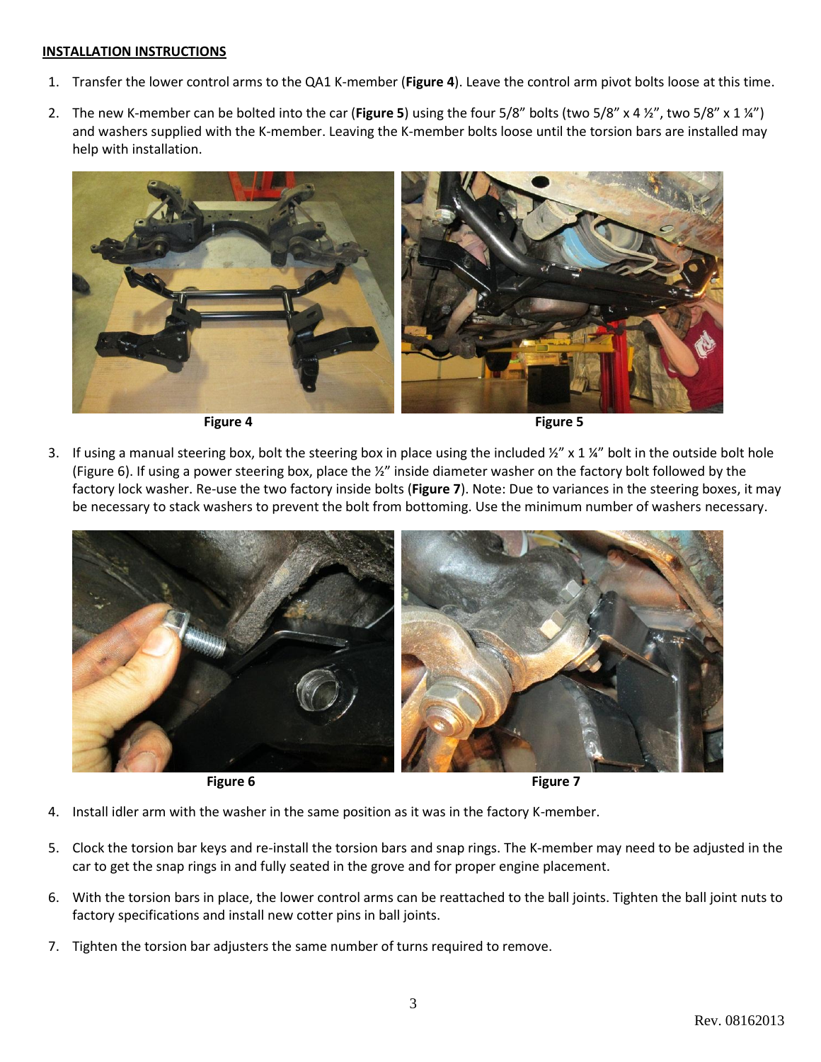**INSTALLATION INSTRUCTIONS**

1. Transfer the lower control arms to the QA1 K-member (**Figure 4**). Leave the control arm pivot bolts loose at this time.
2. The new K-member can be bolted into the car (**Figure 5**) using the four 5/8" bolts (two 5/8" x 4 ½", two 5/8" x 1 ¼") and washers supplied with the K-member. Leaving the K-member bolts loose until the torsion bars are installed may help with installation.

**Figure 4** **Figure 5**

3. If using a manual steering box, bolt the steering box in place using the included ½" x 1 ¼" bolt in the outside bolt hole (Figure 6). If using a power steering box, place the ½" inside diameter washer on the factory bolt followed by the factory lock washer. Re-use the two factory inside bolts (**Figure 7**). Note: Due to variances in the steering boxes, it may be necessary to stack washers to prevent the bolt from bottoming. Use the minimum number of washers necessary.

**Figure 6** **Figure 7**

4. Install idler arm with the washer in the same position as it was in the factory K-member.
5. Clock the torsion bar keys and re-install the torsion bars and snap rings. The K-member may need to be adjusted in the car to get the snap rings in and fully seated in the grove and for proper engine placement.
6. With the torsion bars in place, the lower control arms can be reattached to the ball joints. Tighten the ball joint nuts to factory specifications and install new cotter pins in ball joints.
7. Tighten the torsion bar adjusters the same number of turns required to remove.

Rev. 08162013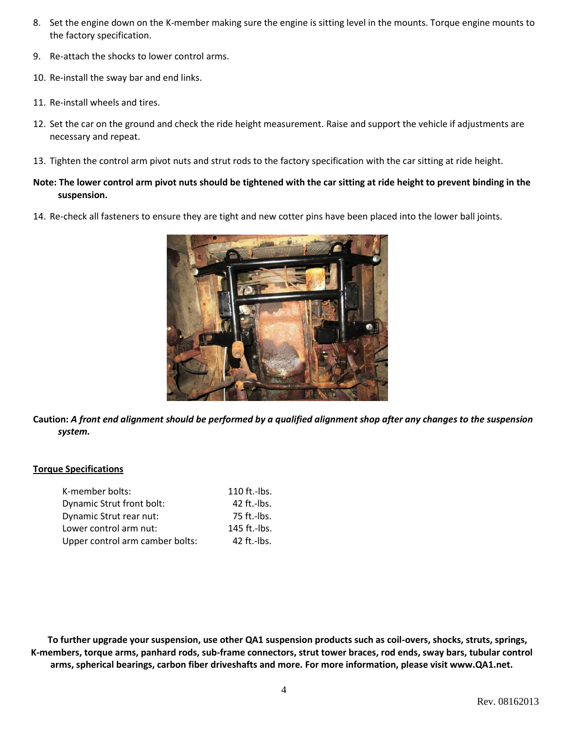8. Set the engine down on the K-member making sure the engine is sitting level in the mounts. Torque engine mounts to the factory specification.

9. Re-attach the shocks to lower control arms.

10. Re-install the sway bar and end links.

11. Re-install wheels and tires.

12. Set the car on the ground and check the ride height measurement. Raise and support the vehicle if adjustments are necessary and repeat.

13. Tighten the control arm pivot nuts and strut rods to the factory specification with the car sitting at ride height.

**Note: The lower control arm pivot nuts should be tightened with the car sitting at ride height to prevent binding in the suspension.**

14. Re-check all fasteners to ensure they are tight and new cotter pins have been placed into the lower ball joints.

**Caution:** ***A front end alignment should be performed by a qualified alignment shop after any changes to the suspension system.***

**Torque Specifications**

| | |
|---|---|
| K-member bolts: | 110 ft.-lbs. |
| Dynamic Strut front bolt: | 42 ft.-lbs. |
| Dynamic Strut rear nut: | 75 ft.-lbs. |
| Lower control arm nut: | 145 ft.-lbs. |
| Upper control arm camber bolts: | 42 ft.-lbs. |

**To further upgrade your suspension, use other QA1 suspension products such as coil-overs, shocks, struts, springs, K-members, torque arms, panhard rods, sub-frame connectors, strut tower braces, rod ends, sway bars, tubular control arms, spherical bearings, carbon fiber driveshafts and more. For more information, please visit www.QA1.net.**

Rev. 08162013